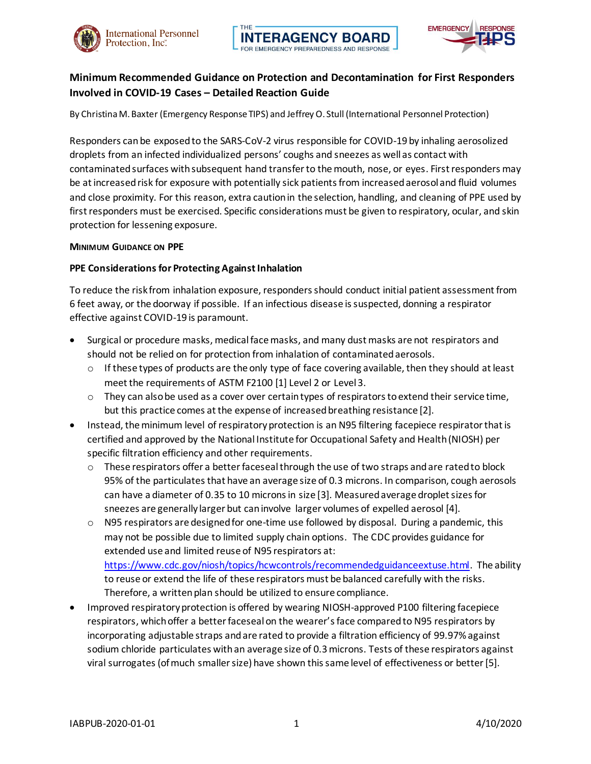# Minimum Recommended Guidance on Protection and Decontamination for First Responders Involved in COVID-19 Cases – Detailed Reaction Guide

By Christina M. Baxter (Emergency Response TIPS) and Jeffrey O. Stull (International Personnel Protection)

Responders can be exposed to the SARS-CoV-2 virus responsible for COVID-19 by inhaling aerosolized droplets from an infected individualized persons' coughs and sneezes as well as contact with contaminated surfaces with subsequent hand transfer to the mouth, nose, or eyes. First responders may be at increased risk for exposure with potentially sick patients from increased aerosol and fluid volumes and close proximity. For this reason, extra caution in the selection, handling, and cleaning of PPE used by first responders must be exercised. Specific considerations must be given to respiratory, ocular, and skin protection for lessening exposure.

## Minimum Guidance on PPE

### PPE Considerations for Protecting Against Inhalation

To reduce the risk from inhalation exposure, responders should conduct initial patient assessment from 6 feet away, or the doorway if possible. If an infectious disease is suspected, donning a respirator effective against COVID-19 is paramount.

- Surgical or procedure masks, medical face masks, and many dust masks are not respirators and should not be relied on for protection from inhalation of contaminated aerosols.
  - If these types of products are the only type of face covering available, then they should at least meet the requirements of ASTM F2100 [1] Level 2 or Level 3.
  - They can also be used as a cover over certain types of respirators to extend their service time, but this practice comes at the expense of increased breathing resistance [2].
- Instead, the minimum level of respiratory protection is an N95 filtering facepiece respirator that is certified and approved by the National Institute for Occupational Safety and Health (NIOSH) per specific filtration efficiency and other requirements.
  - These respirators offer a better faceseal through the use of two straps and are rated to block 95% of the particulates that have an average size of 0.3 microns. In comparison, cough aerosols can have a diameter of 0.35 to 10 microns in size [3]. Measured average droplet sizes for sneezes are generally larger but can involve larger volumes of expelled aerosol [4].
  - N95 respirators are designed for one-time use followed by disposal. During a pandemic, this may not be possible due to limited supply chain options. The CDC provides guidance for extended use and limited reuse of N95 respirators at: https://www.cdc.gov/niosh/topics/hcwcontrols/recommendedguidanceextuse.html. The ability to reuse or extend the life of these respirators must be balanced carefully with the risks. Therefore, a written plan should be utilized to ensure compliance.
- Improved respiratory protection is offered by wearing NIOSH-approved P100 filtering facepiece respirators, which offer a better faceseal on the wearer's face compared to N95 respirators by incorporating adjustable straps and are rated to provide a filtration efficiency of 99.97% against sodium chloride particulates with an average size of 0.3 microns. Tests of these respirators against viral surrogates (of much smaller size) have shown this same level of effectiveness or better [5].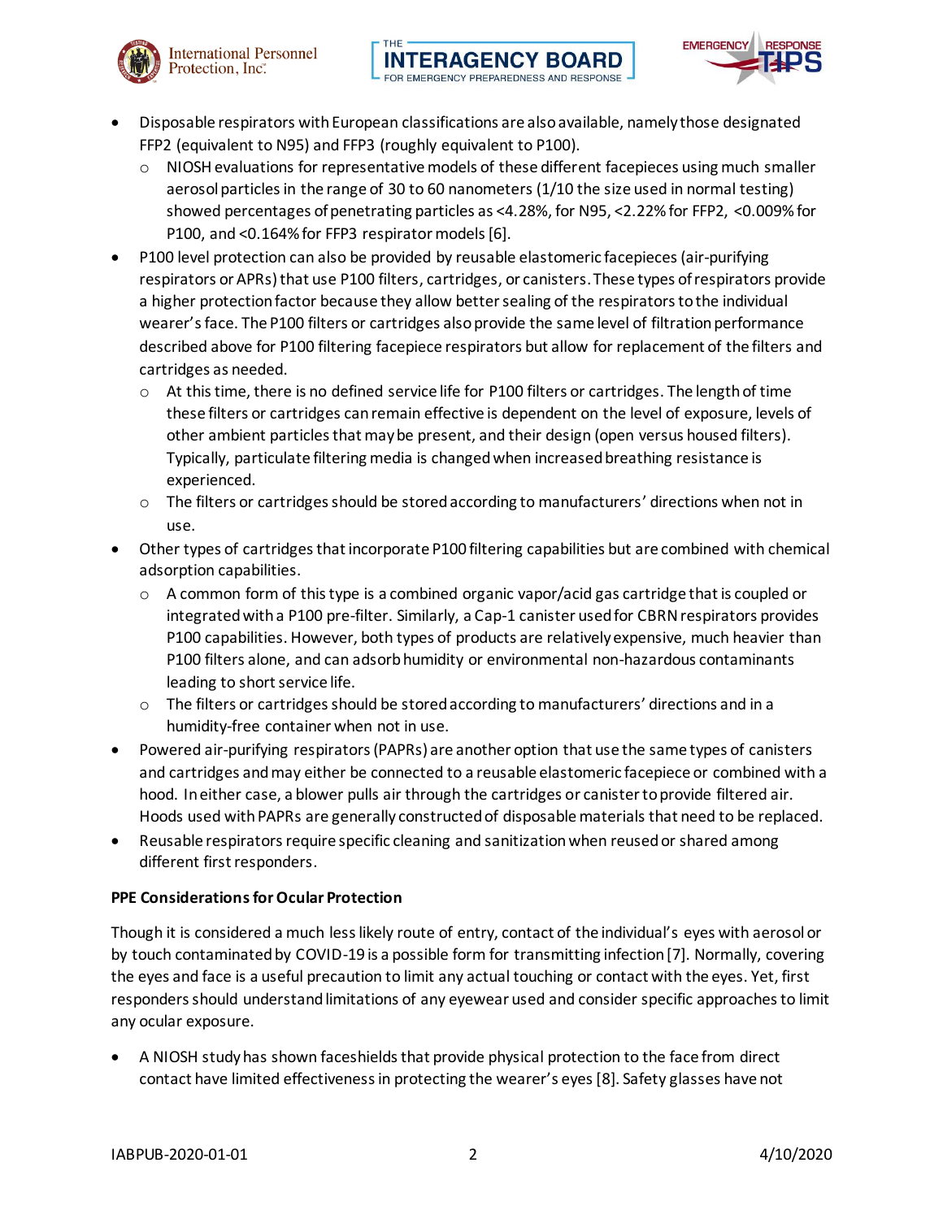- Disposable respirators with European classifications are also available, namely those designated FFP2 (equivalent to N95) and FFP3 (roughly equivalent to P100).
  - NIOSH evaluations for representative models of these different facepieces using much smaller aerosol particles in the range of 30 to 60 nanometers (1/10 the size used in normal testing) showed percentages of penetrating particles as <4.28%, for N95, <2.22% for FFP2, <0.009% for P100, and <0.164% for FFP3 respirator models [6].
- P100 level protection can also be provided by reusable elastomeric facepieces (air-purifying respirators or APRs) that use P100 filters, cartridges, or canisters. These types of respirators provide a higher protection factor because they allow better sealing of the respirators to the individual wearer's face. The P100 filters or cartridges also provide the same level of filtration performance described above for P100 filtering facepiece respirators but allow for replacement of the filters and cartridges as needed.
  - At this time, there is no defined service life for P100 filters or cartridges. The length of time these filters or cartridges can remain effective is dependent on the level of exposure, levels of other ambient particles that may be present, and their design (open versus housed filters). Typically, particulate filtering media is changed when increased breathing resistance is experienced.
  - The filters or cartridges should be stored according to manufacturers' directions when not in use.
- Other types of cartridges that incorporate P100 filtering capabilities but are combined with chemical adsorption capabilities.
  - A common form of this type is a combined organic vapor/acid gas cartridge that is coupled or integrated with a P100 pre-filter. Similarly, a Cap-1 canister used for CBRN respirators provides P100 capabilities. However, both types of products are relatively expensive, much heavier than P100 filters alone, and can adsorb humidity or environmental non-hazardous contaminants leading to short service life.
  - The filters or cartridges should be stored according to manufacturers' directions and in a humidity-free container when not in use.
- Powered air-purifying respirators (PAPRs) are another option that use the same types of canisters and cartridges and may either be connected to a reusable elastomeric facepiece or combined with a hood. In either case, a blower pulls air through the cartridges or canister to provide filtered air. Hoods used with PAPRs are generally constructed of disposable materials that need to be replaced.
- Reusable respirators require specific cleaning and sanitization when reused or shared among different first responders.

**PPE Considerations for Ocular Protection**

Though it is considered a much less likely route of entry, contact of the individual's eyes with aerosol or by touch contaminated by COVID-19 is a possible form for transmitting infection [7]. Normally, covering the eyes and face is a useful precaution to limit any actual touching or contact with the eyes. Yet, first responders should understand limitations of any eyewear used and consider specific approaches to limit any ocular exposure.

- A NIOSH study has shown faceshields that provide physical protection to the face from direct contact have limited effectiveness in protecting the wearer's eyes [8]. Safety glasses have not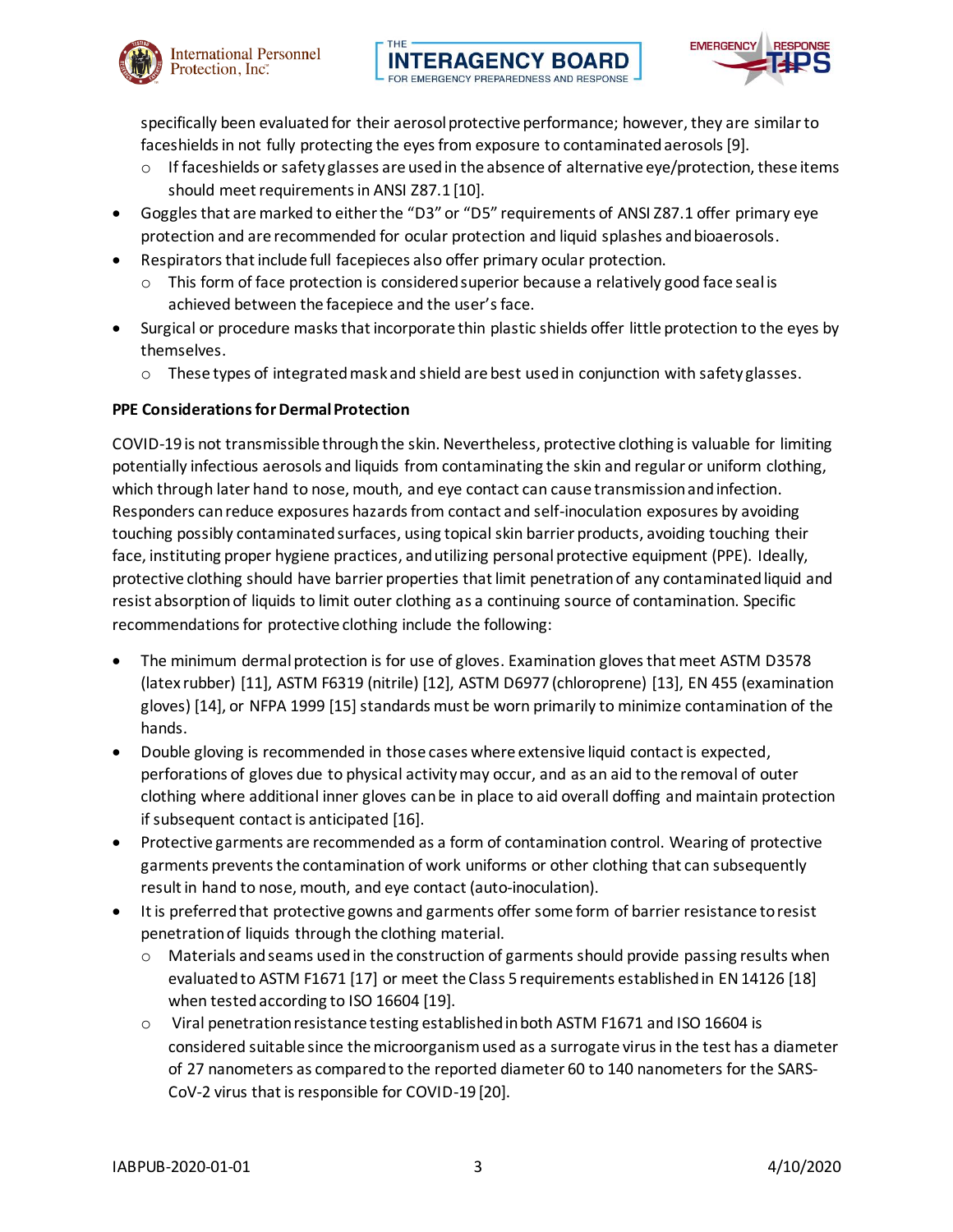specifically been evaluated for their aerosol protective performance; however, they are similar to faceshields in not fully protecting the eyes from exposure to contaminated aerosols [9].
    - If faceshields or safety glasses are used in the absence of alternative eye/protection, these items should meet requirements in ANSI Z87.1 [10].
- Goggles that are marked to either the "D3" or "D5" requirements of ANSI Z87.1 offer primary eye protection and are recommended for ocular protection and liquid splashes and bioaerosols.
- Respirators that include full facepieces also offer primary ocular protection.
    - This form of face protection is considered superior because a relatively good face seal is achieved between the facepiece and the user's face.
- Surgical or procedure masks that incorporate thin plastic shields offer little protection to the eyes by themselves.
    - These types of integrated mask and shield are best used in conjunction with safety glasses.

**PPE Considerations for Dermal Protection**

COVID-19 is not transmissible through the skin. Nevertheless, protective clothing is valuable for limiting potentially infectious aerosols and liquids from contaminating the skin and regular or uniform clothing, which through later hand to nose, mouth, and eye contact can cause transmission and infection. Responders can reduce exposures hazards from contact and self-inoculation exposures by avoiding touching possibly contaminated surfaces, using topical skin barrier products, avoiding touching their face, instituting proper hygiene practices, and utilizing personal protective equipment (PPE). Ideally, protective clothing should have barrier properties that limit penetration of any contaminated liquid and resist absorption of liquids to limit outer clothing as a continuing source of contamination. Specific recommendations for protective clothing include the following:

- The minimum dermal protection is for use of gloves. Examination gloves that meet ASTM D3578 (latex rubber) [11], ASTM F6319 (nitrile) [12], ASTM D6977 (chloroprene) [13], EN 455 (examination gloves) [14], or NFPA 1999 [15] standards must be worn primarily to minimize contamination of the hands.
- Double gloving is recommended in those cases where extensive liquid contact is expected, perforations of gloves due to physical activity may occur, and as an aid to the removal of outer clothing where additional inner gloves can be in place to aid overall doffing and maintain protection if subsequent contact is anticipated [16].
- Protective garments are recommended as a form of contamination control. Wearing of protective garments prevents the contamination of work uniforms or other clothing that can subsequently result in hand to nose, mouth, and eye contact (auto-inoculation).
- It is preferred that protective gowns and garments offer some form of barrier resistance to resist penetration of liquids through the clothing material.
    - Materials and seams used in the construction of garments should provide passing results when evaluated to ASTM F1671 [17] or meet the Class 5 requirements established in EN 14126 [18] when tested according to ISO 16604 [19].
    - Viral penetration resistance testing established in both ASTM F1671 and ISO 16604 is considered suitable since the microorganism used as a surrogate virus in the test has a diameter of 27 nanometers as compared to the reported diameter 60 to 140 nanometers for the SARS-CoV-2 virus that is responsible for COVID-19 [20].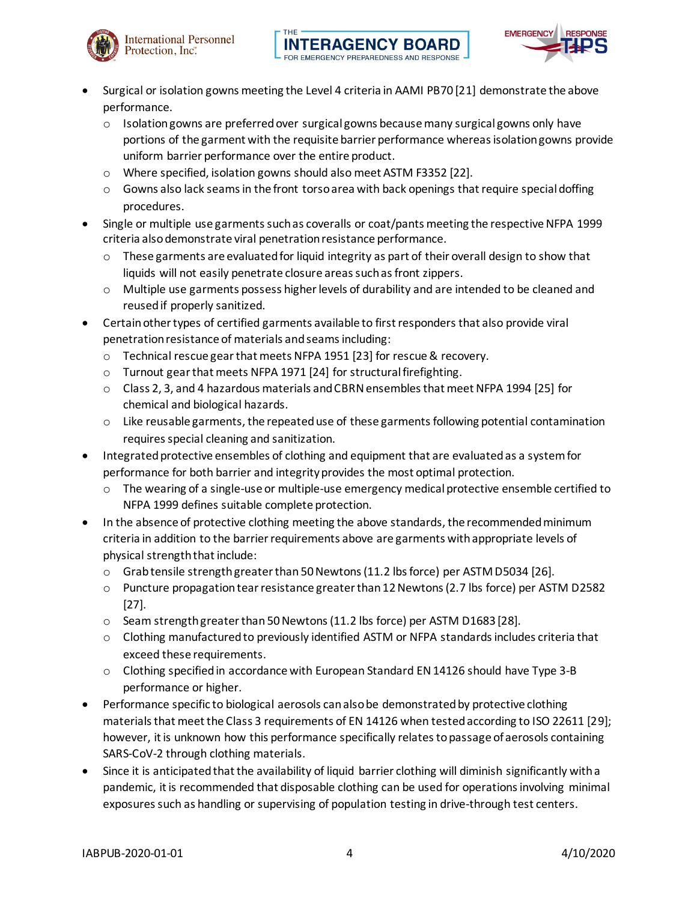- Surgical or isolation gowns meeting the Level 4 criteria in AAMI PB70 [21] demonstrate the above performance.
  - Isolation gowns are preferred over surgical gowns because many surgical gowns only have portions of the garment with the requisite barrier performance whereas isolation gowns provide uniform barrier performance over the entire product.
  - Where specified, isolation gowns should also meet ASTM F3352 [22].
  - Gowns also lack seams in the front torso area with back openings that require special doffing procedures.
- Single or multiple use garments such as coveralls or coat/pants meeting the respective NFPA 1999 criteria also demonstrate viral penetration resistance performance.
  - These garments are evaluated for liquid integrity as part of their overall design to show that liquids will not easily penetrate closure areas such as front zippers.
  - Multiple use garments possess higher levels of durability and are intended to be cleaned and reused if properly sanitized.
- Certain other types of certified garments available to first responders that also provide viral penetration resistance of materials and seams including:
  - Technical rescue gear that meets NFPA 1951 [23] for rescue & recovery.
  - Turnout gear that meets NFPA 1971 [24] for structural firefighting.
  - Class 2, 3, and 4 hazardous materials and CBRN ensembles that meet NFPA 1994 [25] for chemical and biological hazards.
  - Like reusable garments, the repeated use of these garments following potential contamination requires special cleaning and sanitization.
- Integrated protective ensembles of clothing and equipment that are evaluated as a system for performance for both barrier and integrity provides the most optimal protection.
  - The wearing of a single-use or multiple-use emergency medical protective ensemble certified to NFPA 1999 defines suitable complete protection.
- In the absence of protective clothing meeting the above standards, the recommended minimum criteria in addition to the barrier requirements above are garments with appropriate levels of physical strength that include:
  - Grab tensile strength greater than 50 Newtons (11.2 lbs force) per ASTM D5034 [26].
  - Puncture propagation tear resistance greater than 12 Newtons (2.7 lbs force) per ASTM D2582 [27].
  - Seam strength greater than 50 Newtons (11.2 lbs force) per ASTM D1683 [28].
  - Clothing manufactured to previously identified ASTM or NFPA standards includes criteria that exceed these requirements.
  - Clothing specified in accordance with European Standard EN 14126 should have Type 3-B performance or higher.
- Performance specific to biological aerosols can also be demonstrated by protective clothing materials that meet the Class 3 requirements of EN 14126 when tested according to ISO 22611 [29]; however, it is unknown how this performance specifically relates to passage of aerosols containing SARS-CoV-2 through clothing materials.
- Since it is anticipated that the availability of liquid barrier clothing will diminish significantly with a pandemic, it is recommended that disposable clothing can be used for operations involving minimal exposures such as handling or supervising of population testing in drive-through test centers.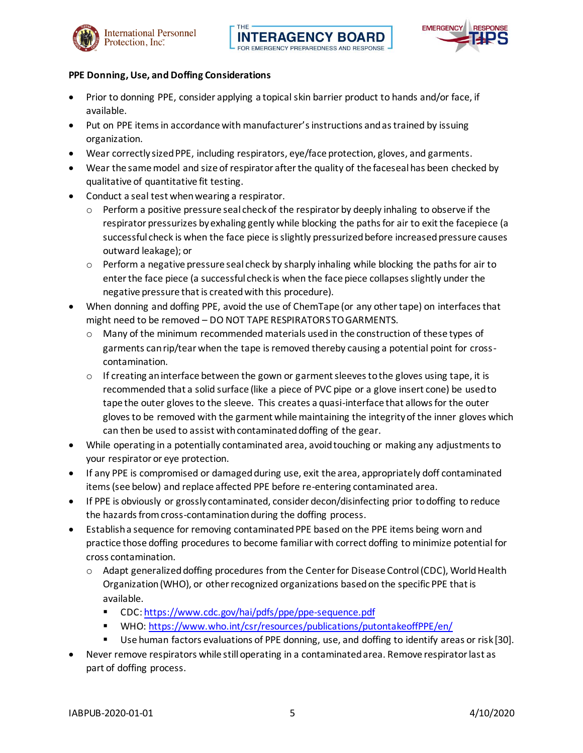**PPE Donning, Use, and Doffing Considerations**

- Prior to donning PPE, consider applying a topical skin barrier product to hands and/or face, if available.
- Put on PPE items in accordance with manufacturer's instructions and as trained by issuing organization.
- Wear correctly sized PPE, including respirators, eye/face protection, gloves, and garments.
- Wear the same model and size of respirator after the quality of the faceseal has been checked by qualitative of quantitative fit testing.
- Conduct a seal test when wearing a respirator.
  - Perform a positive pressure seal check of the respirator by deeply inhaling to observe if the respirator pressurizes by exhaling gently while blocking the paths for air to exit the facepiece (a successful check is when the face piece is slightly pressurized before increased pressure causes outward leakage); or
  - Perform a negative pressure seal check by sharply inhaling while blocking the paths for air to enter the face piece (a successful check is when the face piece collapses slightly under the negative pressure that is created with this procedure).
- When donning and doffing PPE, avoid the use of ChemTape (or any other tape) on interfaces that might need to be removed – DO NOT TAPE RESPIRATORS TO GARMENTS.
  - Many of the minimum recommended materials used in the construction of these types of garments can rip/tear when the tape is removed thereby causing a potential point for cross-contamination.
  - If creating an interface between the gown or garment sleeves to the gloves using tape, it is recommended that a solid surface (like a piece of PVC pipe or a glove insert cone) be used to tape the outer gloves to the sleeve. This creates a quasi-interface that allows for the outer gloves to be removed with the garment while maintaining the integrity of the inner gloves which can then be used to assist with contaminated doffing of the gear.
- While operating in a potentially contaminated area, avoid touching or making any adjustments to your respirator or eye protection.
- If any PPE is compromised or damaged during use, exit the area, appropriately doff contaminated items (see below) and replace affected PPE before re-entering contaminated area.
- If PPE is obviously or grossly contaminated, consider decon/disinfecting prior to doffing to reduce the hazards from cross-contamination during the doffing process.
- Establish a sequence for removing contaminated PPE based on the PPE items being worn and practice those doffing procedures to become familiar with correct doffing to minimize potential for cross contamination.
  - Adapt generalized doffing procedures from the Center for Disease Control (CDC), World Health Organization (WHO), or other recognized organizations based on the specific PPE that is available.
    - CDC: https://www.cdc.gov/hai/pdfs/ppe/ppe-sequence.pdf
    - WHO: https://www.who.int/csr/resources/publications/putontakeoffPPE/en/
    - Use human factors evaluations of PPE donning, use, and doffing to identify areas or risk [30].
- Never remove respirators while still operating in a contaminated area. Remove respirator last as part of doffing process.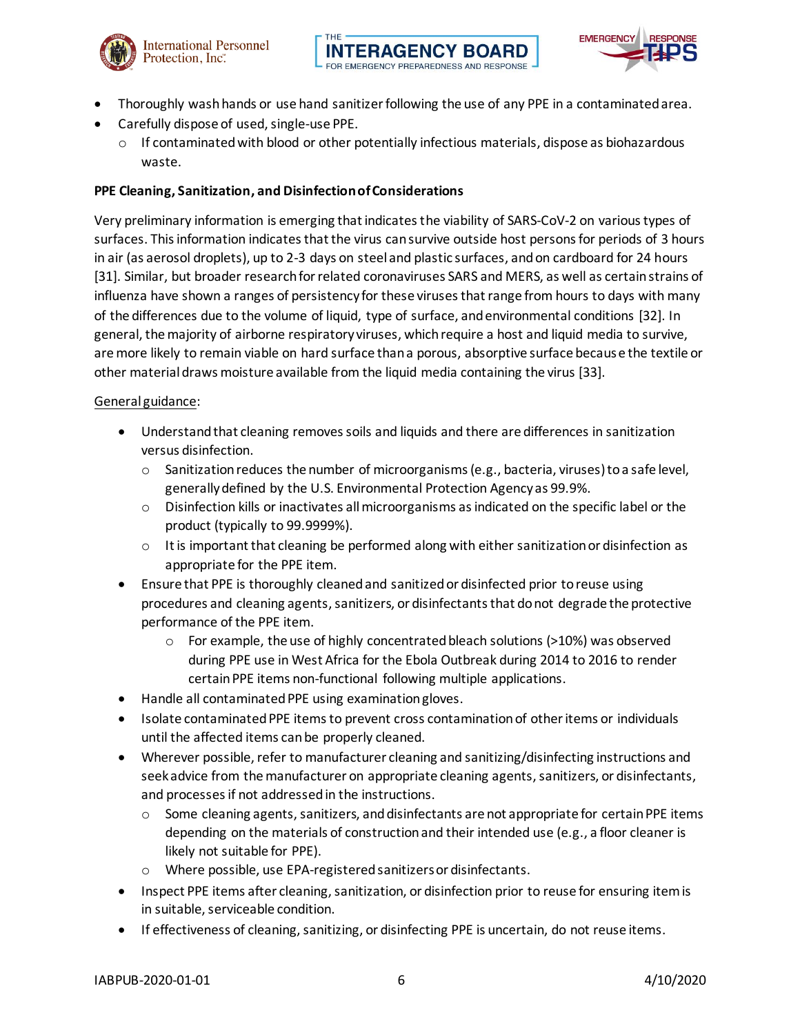- Thoroughly wash hands or use hand sanitizer following the use of any PPE in a contaminated area.
- Carefully dispose of used, single-use PPE.
  - If contaminated with blood or other potentially infectious materials, dispose as biohazardous waste.

**PPE Cleaning, Sanitization, and Disinfection of Considerations**

Very preliminary information is emerging that indicates the viability of SARS-CoV-2 on various types of surfaces. This information indicates that the virus can survive outside host persons for periods of 3 hours in air (as aerosol droplets), up to 2-3 days on steel and plastic surfaces, and on cardboard for 24 hours [31]. Similar, but broader research for related coronaviruses SARS and MERS, as well as certain strains of influenza have shown a ranges of persistency for these viruses that range from hours to days with many of the differences due to the volume of liquid, type of surface, and environmental conditions [32]. In general, the majority of airborne respiratory viruses, which require a host and liquid media to survive, are more likely to remain viable on hard surface than a porous, absorptive surface because the textile or other material draws moisture available from the liquid media containing the virus [33].

General guidance:

- Understand that cleaning removes soils and liquids and there are differences in sanitization versus disinfection.
  - Sanitization reduces the number of microorganisms (e.g., bacteria, viruses) to a safe level, generally defined by the U.S. Environmental Protection Agency as 99.9%.
  - Disinfection kills or inactivates all microorganisms as indicated on the specific label or the product (typically to 99.9999%).
  - It is important that cleaning be performed along with either sanitization or disinfection as appropriate for the PPE item.
- Ensure that PPE is thoroughly cleaned and sanitized or disinfected prior to reuse using procedures and cleaning agents, sanitizers, or disinfectants that do not degrade the protective performance of the PPE item.
  - For example, the use of highly concentrated bleach solutions (>10%) was observed during PPE use in West Africa for the Ebola Outbreak during 2014 to 2016 to render certain PPE items non-functional following multiple applications.
- Handle all contaminated PPE using examination gloves.
- Isolate contaminated PPE items to prevent cross contamination of other items or individuals until the affected items can be properly cleaned.
- Wherever possible, refer to manufacturer cleaning and sanitizing/disinfecting instructions and seek advice from the manufacturer on appropriate cleaning agents, sanitizers, or disinfectants, and processes if not addressed in the instructions.
  - Some cleaning agents, sanitizers, and disinfectants are not appropriate for certain PPE items depending on the materials of construction and their intended use (e.g., a floor cleaner is likely not suitable for PPE).
  - Where possible, use EPA-registered sanitizers or disinfectants.
- Inspect PPE items after cleaning, sanitization, or disinfection prior to reuse for ensuring item is in suitable, serviceable condition.
- If effectiveness of cleaning, sanitizing, or disinfecting PPE is uncertain, do not reuse items.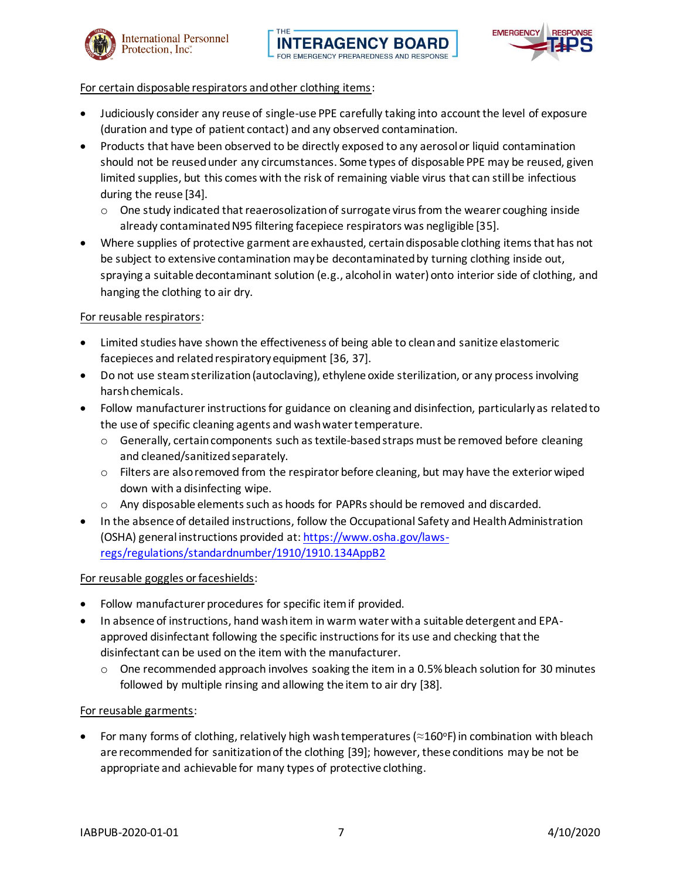For certain disposable respirators and other clothing items:

- Judiciously consider any reuse of single-use PPE carefully taking into account the level of exposure (duration and type of patient contact) and any observed contamination.
- Products that have been observed to be directly exposed to any aerosol or liquid contamination should not be reused under any circumstances. Some types of disposable PPE may be reused, given limited supplies, but this comes with the risk of remaining viable virus that can still be infectious during the reuse [34].
  - One study indicated that reaerosolization of surrogate virus from the wearer coughing inside already contaminated N95 filtering facepiece respirators was negligible [35].
- Where supplies of protective garment are exhausted, certain disposable clothing items that has not be subject to extensive contamination may be decontaminated by turning clothing inside out, spraying a suitable decontaminant solution (e.g., alcohol in water) onto interior side of clothing, and hanging the clothing to air dry.

For reusable respirators:

- Limited studies have shown the effectiveness of being able to clean and sanitize elastomeric facepieces and related respiratory equipment [36, 37].
- Do not use steam sterilization (autoclaving), ethylene oxide sterilization, or any process involving harsh chemicals.
- Follow manufacturer instructions for guidance on cleaning and disinfection, particularly as related to the use of specific cleaning agents and wash water temperature.
  - Generally, certain components such as textile-based straps must be removed before cleaning and cleaned/sanitized separately.
  - Filters are also removed from the respirator before cleaning, but may have the exterior wiped down with a disinfecting wipe.
  - Any disposable elements such as hoods for PAPRs should be removed and discarded.
- In the absence of detailed instructions, follow the Occupational Safety and Health Administration (OSHA) general instructions provided at: https://www.osha.gov/laws-regs/regulations/standardnumber/1910/1910.134AppB2

For reusable goggles or faceshields:

- Follow manufacturer procedures for specific item if provided.
- In absence of instructions, hand wash item in warm water with a suitable detergent and EPA-approved disinfectant following the specific instructions for its use and checking that the disinfectant can be used on the item with the manufacturer.
  - One recommended approach involves soaking the item in a 0.5% bleach solution for 30 minutes followed by multiple rinsing and allowing the item to air dry [38].

For reusable garments:

- For many forms of clothing, relatively high wash temperatures (≈160°F) in combination with bleach are recommended for sanitization of the clothing [39]; however, these conditions may be not be appropriate and achievable for many types of protective clothing.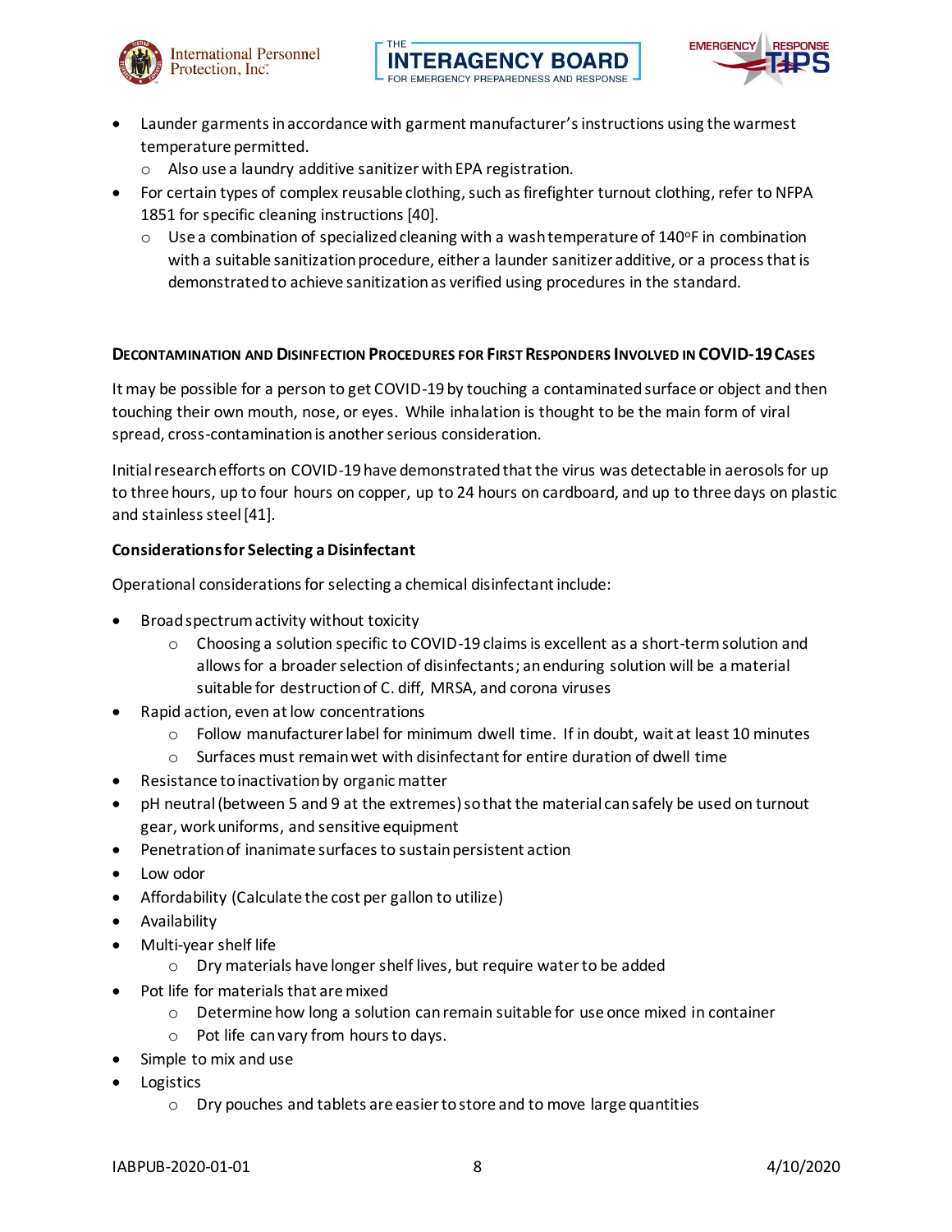- Launder garments in accordance with garment manufacturer's instructions using the warmest temperature permitted.
  - Also use a laundry additive sanitizer with EPA registration.
- For certain types of complex reusable clothing, such as firefighter turnout clothing, refer to NFPA 1851 for specific cleaning instructions [40].
  - Use a combination of specialized cleaning with a wash temperature of 140°F in combination with a suitable sanitization procedure, either a launder sanitizer additive, or a process that is demonstrated to achieve sanitization as verified using procedures in the standard.

## DECONTAMINATION AND DISINFECTION PROCEDURES FOR FIRST RESPONDERS INVOLVED IN COVID-19 CASES

It may be possible for a person to get COVID-19 by touching a contaminated surface or object and then touching their own mouth, nose, or eyes. While inhalation is thought to be the main form of viral spread, cross-contamination is another serious consideration.

Initial research efforts on COVID-19 have demonstrated that the virus was detectable in aerosols for up to three hours, up to four hours on copper, up to 24 hours on cardboard, and up to three days on plastic and stainless steel [41].

### Considerations for Selecting a Disinfectant

Operational considerations for selecting a chemical disinfectant include:

- Broad spectrum activity without toxicity
  - Choosing a solution specific to COVID-19 claims is excellent as a short-term solution and allows for a broader selection of disinfectants; an enduring solution will be a material suitable for destruction of C. diff, MRSA, and corona viruses
- Rapid action, even at low concentrations
  - Follow manufacturer label for minimum dwell time. If in doubt, wait at least 10 minutes
  - Surfaces must remain wet with disinfectant for entire duration of dwell time
- Resistance to inactivation by organic matter
- pH neutral (between 5 and 9 at the extremes) so that the material can safely be used on turnout gear, work uniforms, and sensitive equipment
- Penetration of inanimate surfaces to sustain persistent action
- Low odor
- Affordability (Calculate the cost per gallon to utilize)
- Availability
- Multi-year shelf life
  - Dry materials have longer shelf lives, but require water to be added
- Pot life for materials that are mixed
  - Determine how long a solution can remain suitable for use once mixed in container
  - Pot life can vary from hours to days.
- Simple to mix and use
- Logistics
  - Dry pouches and tablets are easier to store and to move large quantities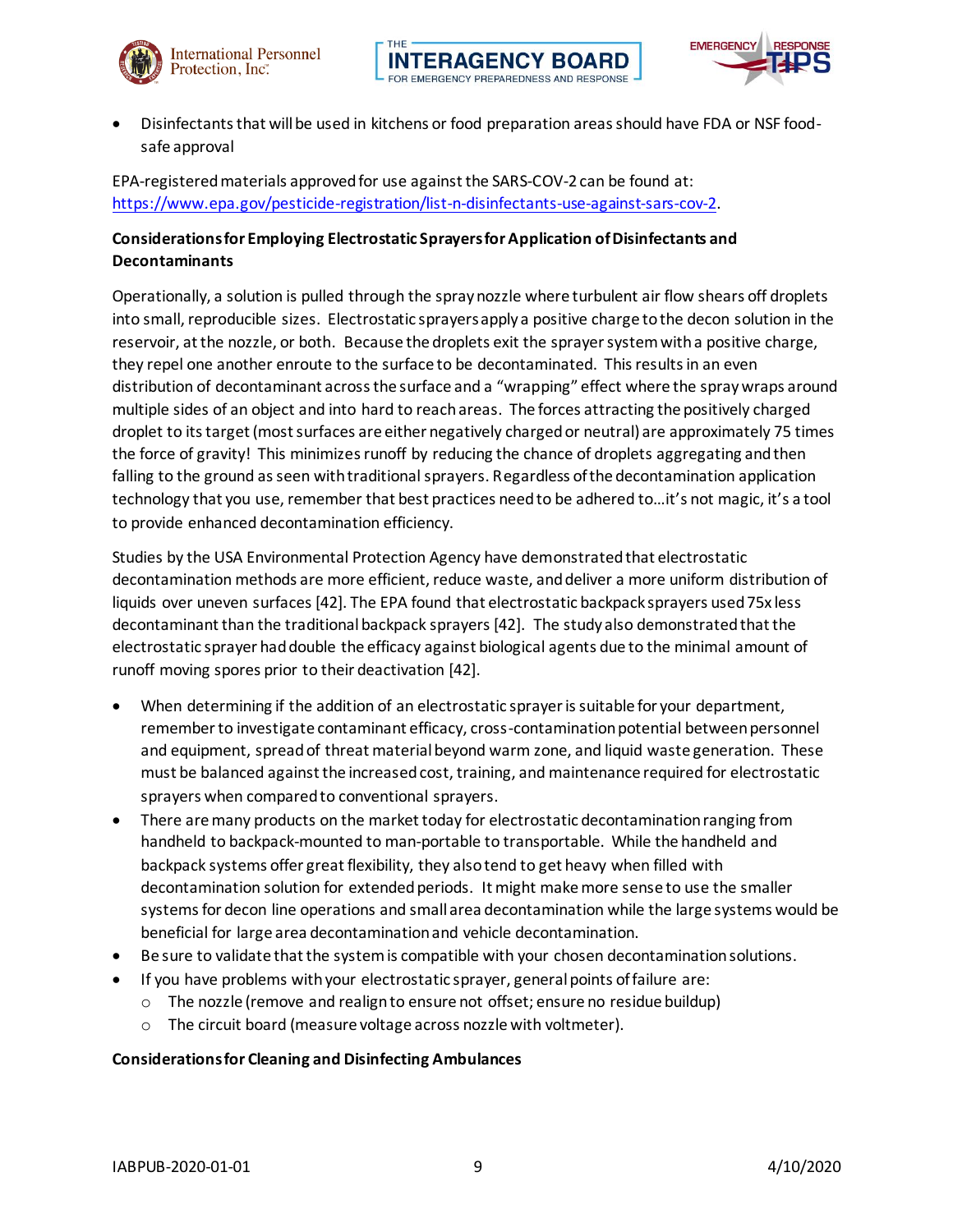- Disinfectants that will be used in kitchens or food preparation areas should have FDA or NSF food-safe approval

EPA-registered materials approved for use against the SARS-COV-2 can be found at: https://www.epa.gov/pesticide-registration/list-n-disinfectants-use-against-sars-cov-2.

**Considerations for Employing Electrostatic Sprayers for Application of Disinfectants and Decontaminants**

Operationally, a solution is pulled through the spray nozzle where turbulent air flow shears off droplets into small, reproducible sizes. Electrostatic sprayers apply a positive charge to the decon solution in the reservoir, at the nozzle, or both. Because the droplets exit the sprayer system with a positive charge, they repel one another enroute to the surface to be decontaminated. This results in an even distribution of decontaminant across the surface and a "wrapping" effect where the spray wraps around multiple sides of an object and into hard to reach areas. The forces attracting the positively charged droplet to its target (most surfaces are either negatively charged or neutral) are approximately 75 times the force of gravity! This minimizes runoff by reducing the chance of droplets aggregating and then falling to the ground as seen with traditional sprayers. Regardless of the decontamination application technology that you use, remember that best practices need to be adhered to…it's not magic, it's a tool to provide enhanced decontamination efficiency.

Studies by the USA Environmental Protection Agency have demonstrated that electrostatic decontamination methods are more efficient, reduce waste, and deliver a more uniform distribution of liquids over uneven surfaces [42]. The EPA found that electrostatic backpack sprayers used 75x less decontaminant than the traditional backpack sprayers [42]. The study also demonstrated that the electrostatic sprayer had double the efficacy against biological agents due to the minimal amount of runoff moving spores prior to their deactivation [42].

- When determining if the addition of an electrostatic sprayer is suitable for your department, remember to investigate contaminant efficacy, cross-contamination potential between personnel and equipment, spread of threat material beyond warm zone, and liquid waste generation. These must be balanced against the increased cost, training, and maintenance required for electrostatic sprayers when compared to conventional sprayers.
- There are many products on the market today for electrostatic decontamination ranging from handheld to backpack-mounted to man-portable to transportable. While the handheld and backpack systems offer great flexibility, they also tend to get heavy when filled with decontamination solution for extended periods. It might make more sense to use the smaller systems for decon line operations and small area decontamination while the large systems would be beneficial for large area decontamination and vehicle decontamination.
- Be sure to validate that the system is compatible with your chosen decontamination solutions.
- If you have problems with your electrostatic sprayer, general points of failure are:
  - The nozzle (remove and realign to ensure not offset; ensure no residue buildup)
  - The circuit board (measure voltage across nozzle with voltmeter).

**Considerations for Cleaning and Disinfecting Ambulances**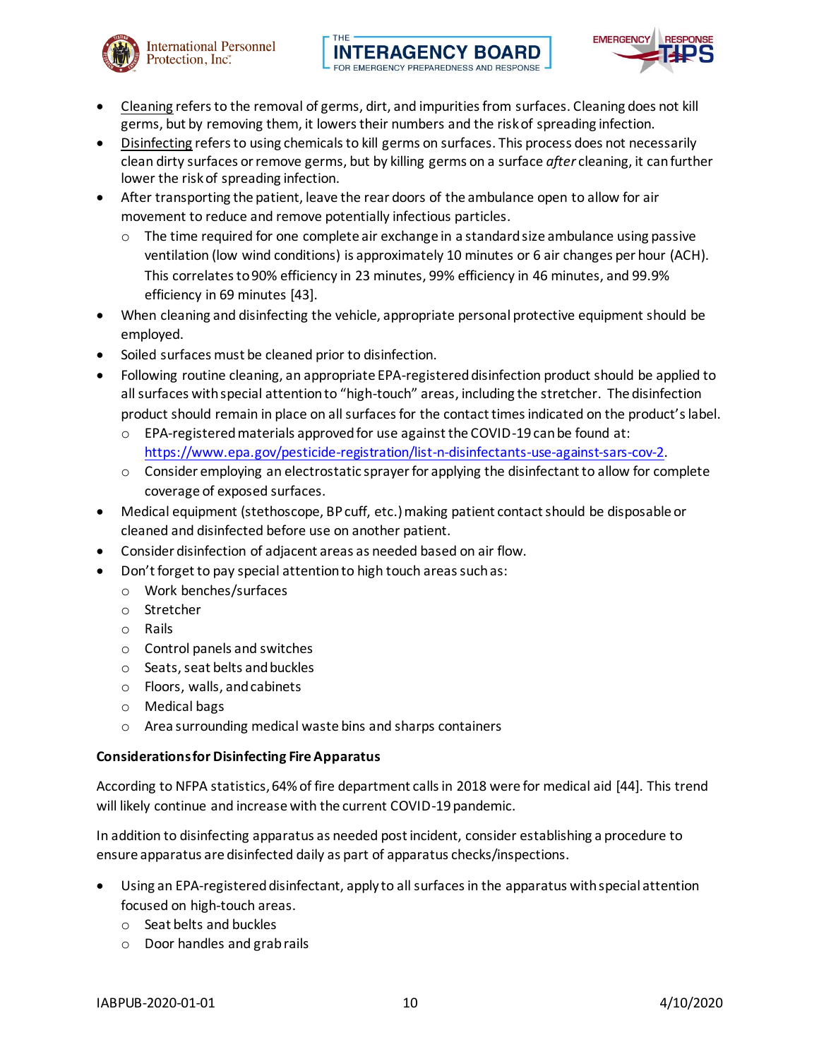- Cleaning refers to the removal of germs, dirt, and impurities from surfaces. Cleaning does not kill germs, but by removing them, it lowers their numbers and the risk of spreading infection.
- Disinfecting refers to using chemicals to kill germs on surfaces. This process does not necessarily clean dirty surfaces or remove germs, but by killing germs on a surface *after* cleaning, it can further lower the risk of spreading infection.
- After transporting the patient, leave the rear doors of the ambulance open to allow for air movement to reduce and remove potentially infectious particles.
  - The time required for one complete air exchange in a standard size ambulance using passive ventilation (low wind conditions) is approximately 10 minutes or 6 air changes per hour (ACH). This correlates to 90% efficiency in 23 minutes, 99% efficiency in 46 minutes, and 99.9% efficiency in 69 minutes [43].
- When cleaning and disinfecting the vehicle, appropriate personal protective equipment should be employed.
- Soiled surfaces must be cleaned prior to disinfection.
- Following routine cleaning, an appropriate EPA-registered disinfection product should be applied to all surfaces with special attention to "high-touch" areas, including the stretcher. The disinfection product should remain in place on all surfaces for the contact times indicated on the product's label.
  - EPA-registered materials approved for use against the COVID-19 can be found at: https://www.epa.gov/pesticide-registration/list-n-disinfectants-use-against-sars-cov-2.
  - Consider employing an electrostatic sprayer for applying the disinfectant to allow for complete coverage of exposed surfaces.
- Medical equipment (stethoscope, BP cuff, etc.) making patient contact should be disposable or cleaned and disinfected before use on another patient.
- Consider disinfection of adjacent areas as needed based on air flow.
- Don't forget to pay special attention to high touch areas such as:
  - Work benches/surfaces
  - Stretcher
  - Rails
  - Control panels and switches
  - Seats, seat belts and buckles
  - Floors, walls, and cabinets
  - Medical bags
  - Area surrounding medical waste bins and sharps containers

**Considerations for Disinfecting Fire Apparatus**

According to NFPA statistics, 64% of fire department calls in 2018 were for medical aid [44]. This trend will likely continue and increase with the current COVID-19 pandemic.

In addition to disinfecting apparatus as needed post incident, consider establishing a procedure to ensure apparatus are disinfected daily as part of apparatus checks/inspections.

- Using an EPA-registered disinfectant, apply to all surfaces in the apparatus with special attention focused on high-touch areas.
  - Seat belts and buckles
  - Door handles and grab rails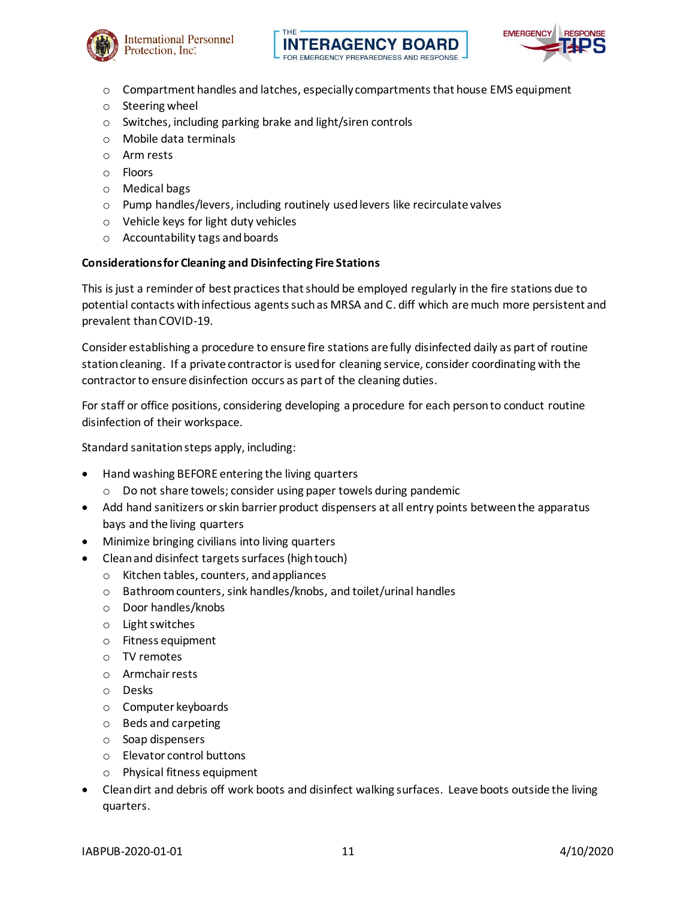- Compartment handles and latches, especially compartments that house EMS equipment
- Steering wheel
- Switches, including parking brake and light/siren controls
- Mobile data terminals
- Arm rests
- Floors
- Medical bags
- Pump handles/levers, including routinely used levers like recirculate valves
- Vehicle keys for light duty vehicles
- Accountability tags and boards

**Considerations for Cleaning and Disinfecting Fire Stations**

This is just a reminder of best practices that should be employed regularly in the fire stations due to potential contacts with infectious agents such as MRSA and C. diff which are much more persistent and prevalent than COVID-19.

Consider establishing a procedure to ensure fire stations are fully disinfected daily as part of routine station cleaning. If a private contractor is used for cleaning service, consider coordinating with the contractor to ensure disinfection occurs as part of the cleaning duties.

For staff or office positions, considering developing a procedure for each person to conduct routine disinfection of their workspace.

Standard sanitation steps apply, including:

- Hand washing BEFORE entering the living quarters
    - Do not share towels; consider using paper towels during pandemic
- Add hand sanitizers or skin barrier product dispensers at all entry points between the apparatus bays and the living quarters
- Minimize bringing civilians into living quarters
- Clean and disinfect targets surfaces (high touch)
    - Kitchen tables, counters, and appliances
    - Bathroom counters, sink handles/knobs, and toilet/urinal handles
    - Door handles/knobs
    - Light switches
    - Fitness equipment
    - TV remotes
    - Armchair rests
    - Desks
    - Computer keyboards
    - Beds and carpeting
    - Soap dispensers
    - Elevator control buttons
    - Physical fitness equipment
- Clean dirt and debris off work boots and disinfect walking surfaces. Leave boots outside the living quarters.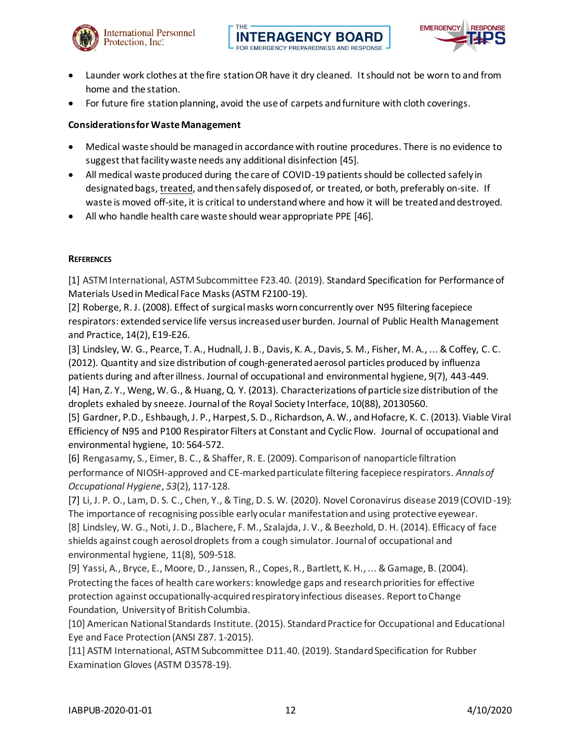- Launder work clothes at the fire station OR have it dry cleaned. It should not be worn to and from home and the station.
- For future fire station planning, avoid the use of carpets and furniture with cloth coverings.

**Considerations for Waste Management**

- Medical waste should be managed in accordance with routine procedures. There is no evidence to suggest that facility waste needs any additional disinfection [45].
- All medical waste produced during the care of COVID-19 patients should be collected safely in designated bags, treated, and then safely disposed of, or treated, or both, preferably on-site. If waste is moved off-site, it is critical to understand where and how it will be treated and destroyed.
- All who handle health care waste should wear appropriate PPE [46].

**References**

[1] ASTM International, ASTM Subcommittee F23.40. (2019). Standard Specification for Performance of Materials Used in Medical Face Masks (ASTM F2100-19).
[2] Roberge, R. J. (2008). Effect of surgical masks worn concurrently over N95 filtering facepiece respirators: extended service life versus increased user burden. Journal of Public Health Management and Practice, 14(2), E19-E26.
[3] Lindsley, W. G., Pearce, T. A., Hudnall, J. B., Davis, K. A., Davis, S. M., Fisher, M. A., ... & Coffey, C. C. (2012). Quantity and size distribution of cough-generated aerosol particles produced by influenza patients during and after illness. Journal of occupational and environmental hygiene, 9(7), 443-449.
[4] Han, Z. Y., Weng, W. G., & Huang, Q. Y. (2013). Characterizations of particle size distribution of the droplets exhaled by sneeze. Journal of the Royal Society Interface, 10(88), 20130560.
[5] Gardner, P.D., Eshbaugh, J. P., Harpest, S. D., Richardson, A. W., and Hofacre, K. C. (2013). Viable Viral Efficiency of N95 and P100 Respirator Filters at Constant and Cyclic Flow. Journal of occupational and environmental hygiene, 10: 564-572.
[6] Rengasamy, S., Eimer, B. C., & Shaffer, R. E. (2009). Comparison of nanoparticle filtration performance of NIOSH-approved and CE-marked particulate filtering facepiece respirators. *Annals of Occupational Hygiene*, *53*(2), 117-128.
[7] Li, J. P. O., Lam, D. S. C., Chen, Y., & Ting, D. S. W. (2020). Novel Coronavirus disease 2019 (COVID-19): The importance of recognising possible early ocular manifestation and using protective eyewear.
[8] Lindsley, W. G., Noti, J. D., Blachere, F. M., Szalajda, J. V., & Beezhold, D. H. (2014). Efficacy of face shields against cough aerosol droplets from a cough simulator. Journal of occupational and environmental hygiene, 11(8), 509-518.
[9] Yassi, A., Bryce, E., Moore, D., Janssen, R., Copes, R., Bartlett, K. H., ... & Gamage, B. (2004). Protecting the faces of health care workers: knowledge gaps and research priorities for effective protection against occupationally-acquired respiratory infectious diseases. Report to Change Foundation, University of British Columbia.
[10] American National Standards Institute. (2015). Standard Practice for Occupational and Educational Eye and Face Protection (ANSI Z87. 1-2015).
[11] ASTM International, ASTM Subcommittee D11.40. (2019). Standard Specification for Rubber Examination Gloves (ASTM D3578-19).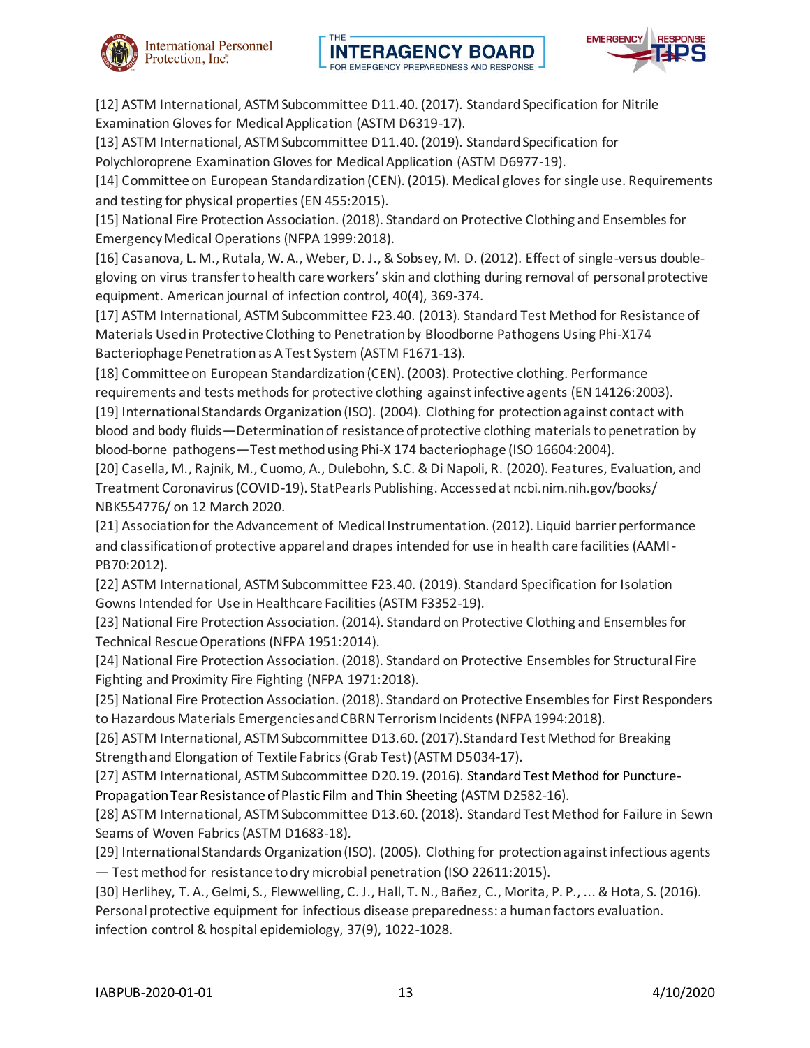[12] ASTM International, ASTM Subcommittee D11.40. (2017). Standard Specification for Nitrile Examination Gloves for Medical Application (ASTM D6319-17).

[13] ASTM International, ASTM Subcommittee D11.40. (2019). Standard Specification for Polychloroprene Examination Gloves for Medical Application (ASTM D6977-19).

[14] Committee on European Standardization (CEN). (2015). Medical gloves for single use. Requirements and testing for physical properties (EN 455:2015).

[15] National Fire Protection Association. (2018). Standard on Protective Clothing and Ensembles for Emergency Medical Operations (NFPA 1999:2018).

[16] Casanova, L. M., Rutala, W. A., Weber, D. J., & Sobsey, M. D. (2012). Effect of single-versus double-gloving on virus transfer to health care workers' skin and clothing during removal of personal protective equipment. American journal of infection control, 40(4), 369-374.

[17] ASTM International, ASTM Subcommittee F23.40. (2013). Standard Test Method for Resistance of Materials Used in Protective Clothing to Penetration by Bloodborne Pathogens Using Phi-X174 Bacteriophage Penetration as A Test System (ASTM F1671-13).

[18] Committee on European Standardization (CEN). (2003). Protective clothing. Performance requirements and tests methods for protective clothing against infective agents (EN 14126:2003).

[19] International Standards Organization (ISO). (2004). Clothing for protection against contact with blood and body fluids—Determination of resistance of protective clothing materials to penetration by blood-borne pathogens—Test method using Phi-X 174 bacteriophage (ISO 16604:2004).

[20] Casella, M., Rajnik, M., Cuomo, A., Dulebohn, S.C. & Di Napoli, R. (2020). Features, Evaluation, and Treatment Coronavirus (COVID-19). StatPearls Publishing. Accessed at ncbi.nim.nih.gov/books/NBK554776/ on 12 March 2020.

[21] Association for the Advancement of Medical Instrumentation. (2012). Liquid barrier performance and classification of protective apparel and drapes intended for use in health care facilities (AAMI-PB70:2012).

[22] ASTM International, ASTM Subcommittee F23.40. (2019). Standard Specification for Isolation Gowns Intended for Use in Healthcare Facilities (ASTM F3352-19).

[23] National Fire Protection Association. (2014). Standard on Protective Clothing and Ensembles for Technical Rescue Operations (NFPA 1951:2014).

[24] National Fire Protection Association. (2018). Standard on Protective Ensembles for Structural Fire Fighting and Proximity Fire Fighting (NFPA 1971:2018).

[25] National Fire Protection Association. (2018). Standard on Protective Ensembles for First Responders to Hazardous Materials Emergencies and CBRN Terrorism Incidents (NFPA 1994:2018).

[26] ASTM International, ASTM Subcommittee D13.60. (2017).Standard Test Method for Breaking Strength and Elongation of Textile Fabrics (Grab Test) (ASTM D5034-17).

[27] ASTM International, ASTM Subcommittee D20.19. (2016). Standard Test Method for Puncture-Propagation Tear Resistance of Plastic Film and Thin Sheeting (ASTM D2582-16).

[28] ASTM International, ASTM Subcommittee D13.60. (2018). Standard Test Method for Failure in Sewn Seams of Woven Fabrics (ASTM D1683-18).

[29] International Standards Organization (ISO). (2005). Clothing for protection against infectious agents — Test method for resistance to dry microbial penetration (ISO 22611:2015).

[30] Herlihey, T. A., Gelmi, S., Flewwelling, C. J., Hall, T. N., Bañez, C., Morita, P. P., ... & Hota, S. (2016). Personal protective equipment for infectious disease preparedness: a human factors evaluation. infection control & hospital epidemiology, 37(9), 1022-1028.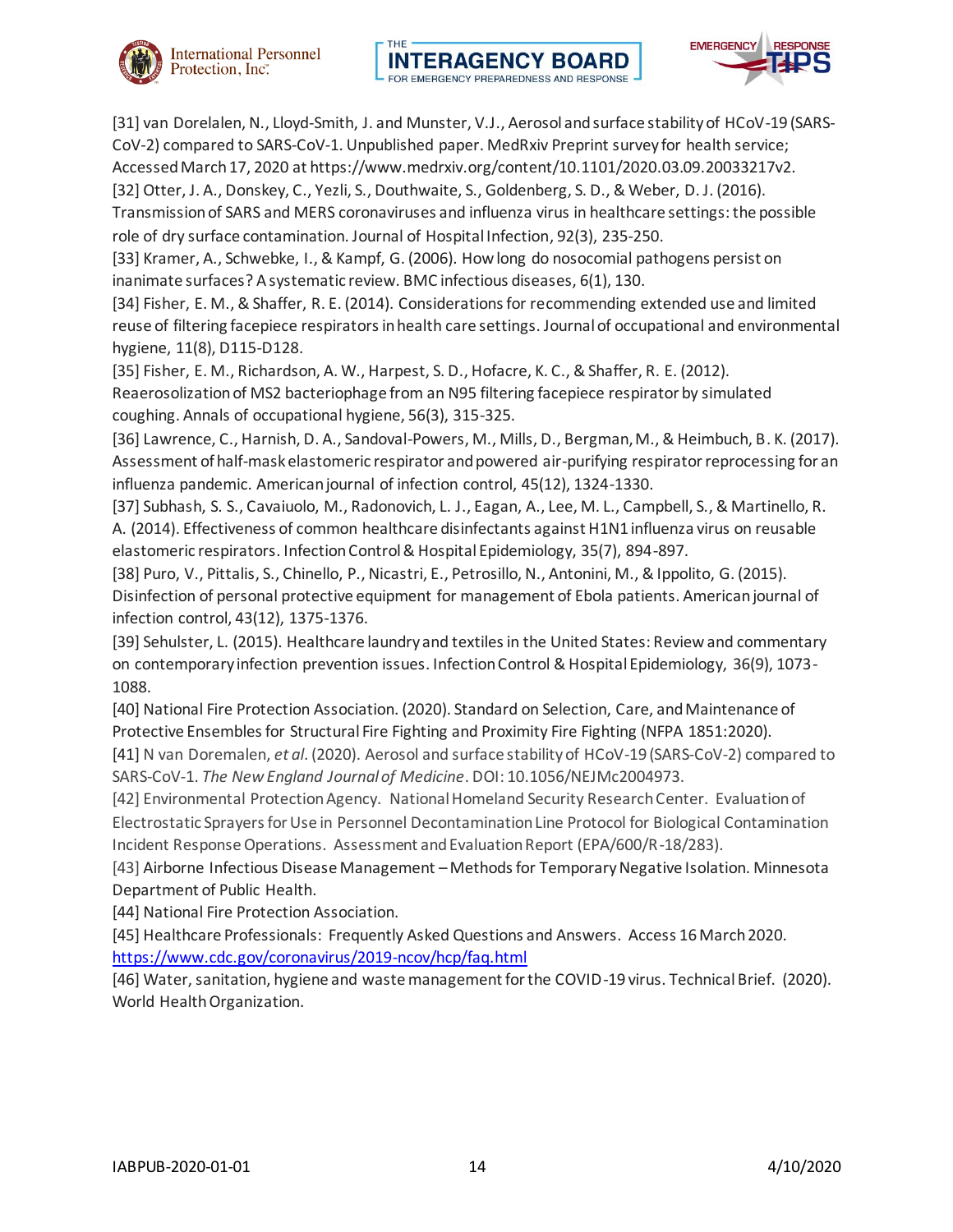[31] van Dorelalen, N., Lloyd-Smith, J. and Munster, V.J., Aerosol and surface stability of HCoV-19 (SARS-CoV-2) compared to SARS-CoV-1. Unpublished paper. MedRxiv Preprint survey for health service; Accessed March 17, 2020 at https://www.medrxiv.org/content/10.1101/2020.03.09.20033217v2.

[32] Otter, J. A., Donskey, C., Yezli, S., Douthwaite, S., Goldenberg, S. D., & Weber, D. J. (2016). Transmission of SARS and MERS coronaviruses and influenza virus in healthcare settings: the possible role of dry surface contamination. Journal of Hospital Infection, 92(3), 235-250.

[33] Kramer, A., Schwebke, I., & Kampf, G. (2006). How long do nosocomial pathogens persist on inanimate surfaces? A systematic review. BMC infectious diseases, 6(1), 130.

[34] Fisher, E. M., & Shaffer, R. E. (2014). Considerations for recommending extended use and limited reuse of filtering facepiece respirators in health care settings. Journal of occupational and environmental hygiene, 11(8), D115-D128.

[35] Fisher, E. M., Richardson, A. W., Harpest, S. D., Hofacre, K. C., & Shaffer, R. E. (2012). Reaerosolization of MS2 bacteriophage from an N95 filtering facepiece respirator by simulated coughing. Annals of occupational hygiene, 56(3), 315-325.

[36] Lawrence, C., Harnish, D. A., Sandoval-Powers, M., Mills, D., Bergman, M., & Heimbuch, B. K. (2017). Assessment of half-mask elastomeric respirator and powered air-purifying respirator reprocessing for an influenza pandemic. American journal of infection control, 45(12), 1324-1330.

[37] Subhash, S. S., Cavaiuolo, M., Radonovich, L. J., Eagan, A., Lee, M. L., Campbell, S., & Martinello, R. A. (2014). Effectiveness of common healthcare disinfectants against H1N1 influenza virus on reusable elastomeric respirators. Infection Control & Hospital Epidemiology, 35(7), 894-897.

[38] Puro, V., Pittalis, S., Chinello, P., Nicastri, E., Petrosillo, N., Antonini, M., & Ippolito, G. (2015). Disinfection of personal protective equipment for management of Ebola patients. American journal of infection control, 43(12), 1375-1376.

[39] Sehulster, L. (2015). Healthcare laundry and textiles in the United States: Review and commentary on contemporary infection prevention issues. Infection Control & Hospital Epidemiology, 36(9), 1073-1088.

[40] National Fire Protection Association. (2020). Standard on Selection, Care, and Maintenance of Protective Ensembles for Structural Fire Fighting and Proximity Fire Fighting (NFPA 1851:2020).

[41] N van Doremalen, *et al*. (2020). Aerosol and surface stability of HCoV-19 (SARS-CoV-2) compared to SARS-CoV-1. *The New England Journal of Medicine*. DOI: 10.1056/NEJMc2004973.

[42] Environmental Protection Agency. National Homeland Security Research Center. Evaluation of Electrostatic Sprayers for Use in Personnel Decontamination Line Protocol for Biological Contamination Incident Response Operations. Assessment and Evaluation Report (EPA/600/R-18/283).

[43] Airborne Infectious Disease Management – Methods for Temporary Negative Isolation. Minnesota Department of Public Health.

[44] National Fire Protection Association.

[45] Healthcare Professionals: Frequently Asked Questions and Answers. Access 16 March 2020. https://www.cdc.gov/coronavirus/2019-ncov/hcp/faq.html

[46] Water, sanitation, hygiene and waste management for the COVID-19 virus. Technical Brief. (2020). World Health Organization.